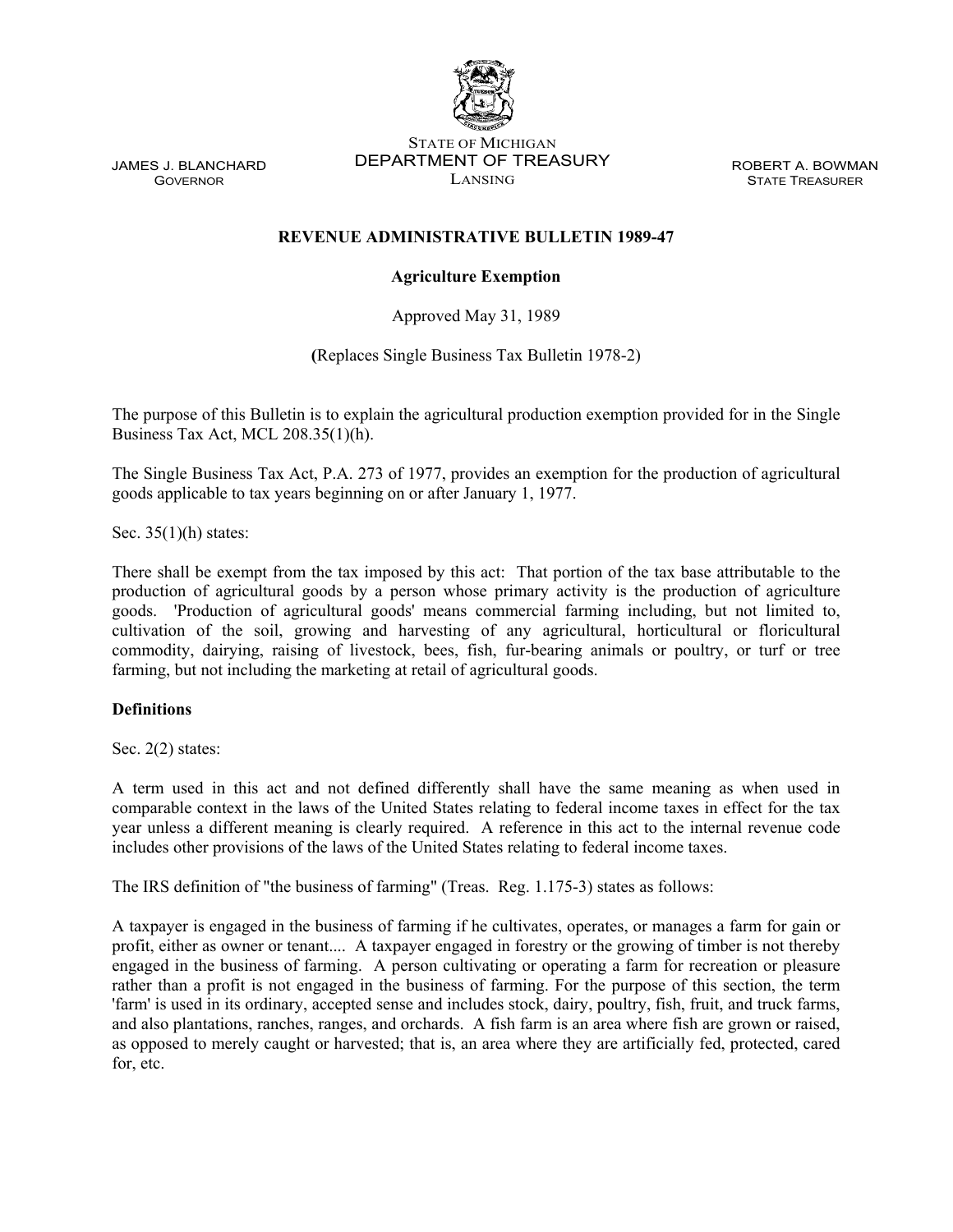STATE OF MICHIGAN
DEPARTMENT OF TREASURY
LANSING

JAMES J. BLANCHARD
GOVERNOR

ROBERT A. BOWMAN
STATE TREASURER

# REVENUE ADMINISTRATIVE BULLETIN 1989-47

**Agriculture Exemption**

Approved May 31, 1989

(Replaces Single Business Tax Bulletin 1978-2)

The purpose of this Bulletin is to explain the agricultural production exemption provided for in the Single Business Tax Act, MCL 208.35(1)(h).

The Single Business Tax Act, P.A. 273 of 1977, provides an exemption for the production of agricultural goods applicable to tax years beginning on or after January 1, 1977.

Sec. 35(1)(h) states:

There shall be exempt from the tax imposed by this act: That portion of the tax base attributable to the production of agricultural goods by a person whose primary activity is the production of agriculture goods. 'Production of agricultural goods' means commercial farming including, but not limited to, cultivation of the soil, growing and harvesting of any agricultural, horticultural or floricultural commodity, dairying, raising of livestock, bees, fish, fur-bearing animals or poultry, or turf or tree farming, but not including the marketing at retail of agricultural goods.

**Definitions**

Sec. 2(2) states:

A term used in this act and not defined differently shall have the same meaning as when used in comparable context in the laws of the United States relating to federal income taxes in effect for the tax year unless a different meaning is clearly required. A reference in this act to the internal revenue code includes other provisions of the laws of the United States relating to federal income taxes.

The IRS definition of "the business of farming" (Treas. Reg. 1.175-3) states as follows:

A taxpayer is engaged in the business of farming if he cultivates, operates, or manages a farm for gain or profit, either as owner or tenant.... A taxpayer engaged in forestry or the growing of timber is not thereby engaged in the business of farming. A person cultivating or operating a farm for recreation or pleasure rather than a profit is not engaged in the business of farming. For the purpose of this section, the term 'farm' is used in its ordinary, accepted sense and includes stock, dairy, poultry, fish, fruit, and truck farms, and also plantations, ranches, ranges, and orchards. A fish farm is an area where fish are grown or raised, as opposed to merely caught or harvested; that is, an area where they are artificially fed, protected, cared for, etc.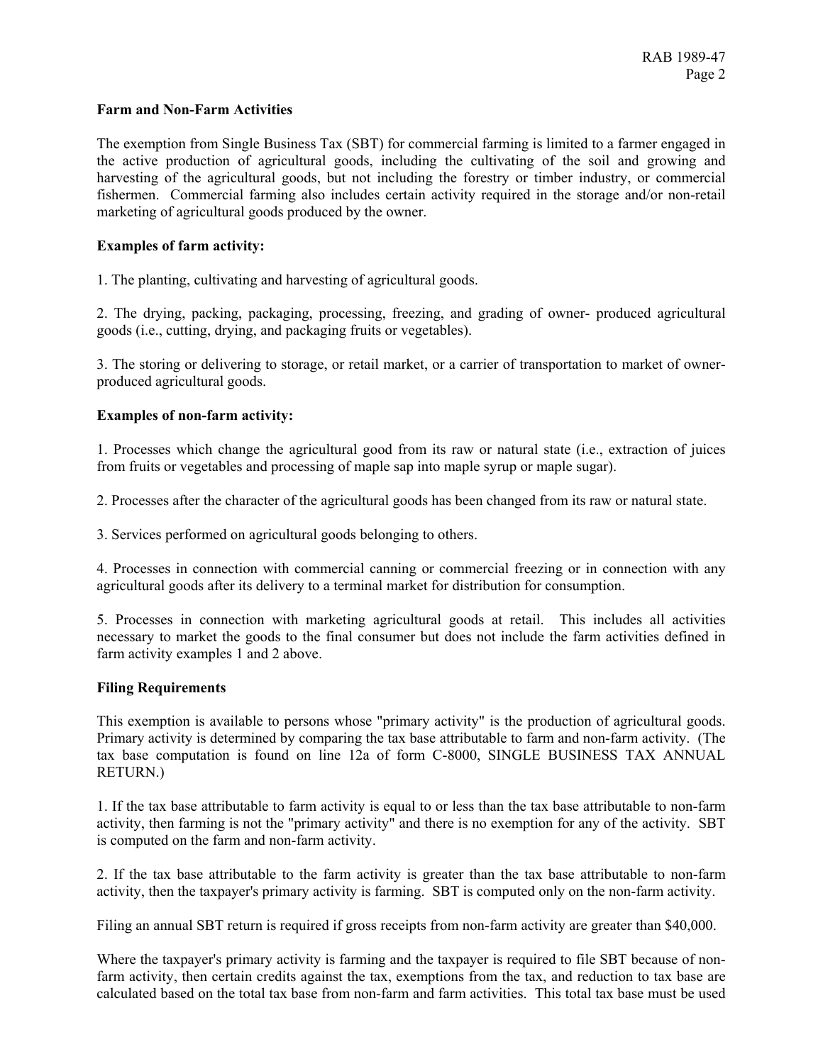**Farm and Non-Farm Activities**

The exemption from Single Business Tax (SBT) for commercial farming is limited to a farmer engaged in the active production of agricultural goods, including the cultivating of the soil and growing and harvesting of the agricultural goods, but not including the forestry or timber industry, or commercial fishermen. Commercial farming also includes certain activity required in the storage and/or non-retail marketing of agricultural goods produced by the owner.

**Examples of farm activity:**

1. The planting, cultivating and harvesting of agricultural goods.

2. The drying, packing, packaging, processing, freezing, and grading of owner- produced agricultural goods (i.e., cutting, drying, and packaging fruits or vegetables).

3. The storing or delivering to storage, or retail market, or a carrier of transportation to market of owner-produced agricultural goods.

**Examples of non-farm activity:**

1. Processes which change the agricultural good from its raw or natural state (i.e., extraction of juices from fruits or vegetables and processing of maple sap into maple syrup or maple sugar).

2. Processes after the character of the agricultural goods has been changed from its raw or natural state.

3. Services performed on agricultural goods belonging to others.

4. Processes in connection with commercial canning or commercial freezing or in connection with any agricultural goods after its delivery to a terminal market for distribution for consumption.

5. Processes in connection with marketing agricultural goods at retail. This includes all activities necessary to market the goods to the final consumer but does not include the farm activities defined in farm activity examples 1 and 2 above.

**Filing Requirements**

This exemption is available to persons whose "primary activity" is the production of agricultural goods. Primary activity is determined by comparing the tax base attributable to farm and non-farm activity. (The tax base computation is found on line 12a of form C-8000, SINGLE BUSINESS TAX ANNUAL RETURN.)

1. If the tax base attributable to farm activity is equal to or less than the tax base attributable to non-farm activity, then farming is not the "primary activity" and there is no exemption for any of the activity. SBT is computed on the farm and non-farm activity.

2. If the tax base attributable to the farm activity is greater than the tax base attributable to non-farm activity, then the taxpayer's primary activity is farming. SBT is computed only on the non-farm activity.

Filing an annual SBT return is required if gross receipts from non-farm activity are greater than $40,000.

Where the taxpayer's primary activity is farming and the taxpayer is required to file SBT because of non-farm activity, then certain credits against the tax, exemptions from the tax, and reduction to tax base are calculated based on the total tax base from non-farm and farm activities. This total tax base must be used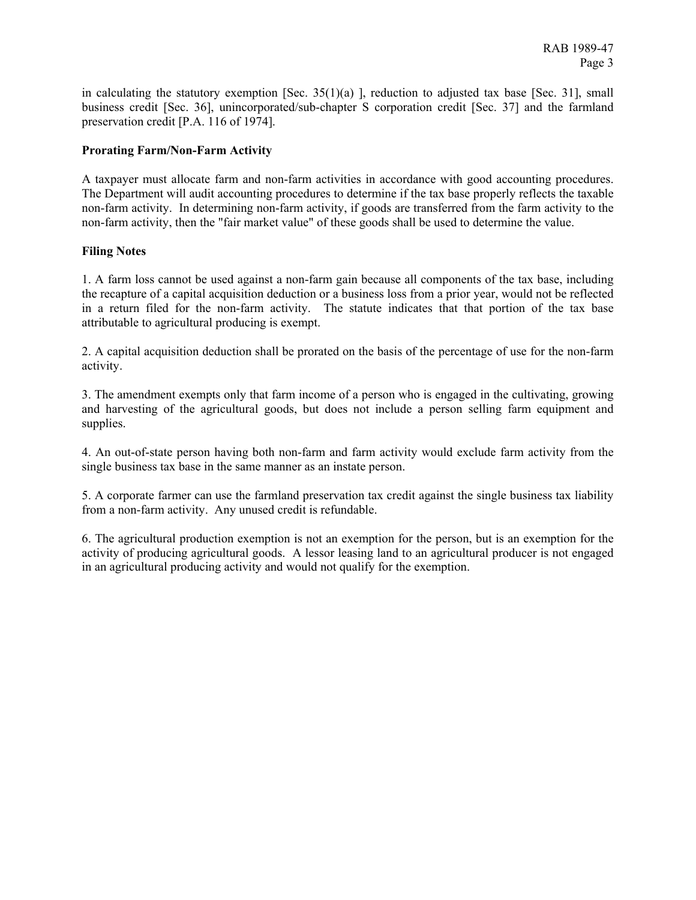in calculating the statutory exemption [Sec. 35(1)(a) ], reduction to adjusted tax base [Sec. 31], small business credit [Sec. 36], unincorporated/sub-chapter S corporation credit [Sec. 37] and the farmland preservation credit [P.A. 116 of 1974].

**Prorating Farm/Non-Farm Activity**

A taxpayer must allocate farm and non-farm activities in accordance with good accounting procedures. The Department will audit accounting procedures to determine if the tax base properly reflects the taxable non-farm activity. In determining non-farm activity, if goods are transferred from the farm activity to the non-farm activity, then the "fair market value" of these goods shall be used to determine the value.

**Filing Notes**

1. A farm loss cannot be used against a non-farm gain because all components of the tax base, including the recapture of a capital acquisition deduction or a business loss from a prior year, would not be reflected in a return filed for the non-farm activity. The statute indicates that that portion of the tax base attributable to agricultural producing is exempt.

2. A capital acquisition deduction shall be prorated on the basis of the percentage of use for the non-farm activity.

3. The amendment exempts only that farm income of a person who is engaged in the cultivating, growing and harvesting of the agricultural goods, but does not include a person selling farm equipment and supplies.

4. An out-of-state person having both non-farm and farm activity would exclude farm activity from the single business tax base in the same manner as an instate person.

5. A corporate farmer can use the farmland preservation tax credit against the single business tax liability from a non-farm activity. Any unused credit is refundable.

6. The agricultural production exemption is not an exemption for the person, but is an exemption for the activity of producing agricultural goods. A lessor leasing land to an agricultural producer is not engaged in an agricultural producing activity and would not qualify for the exemption.